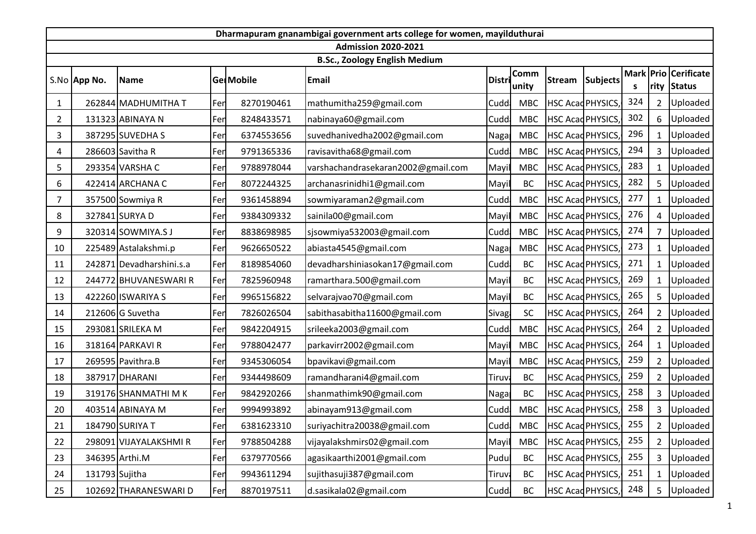# Dharmapuram gnanambigai government arts college for women, mayilduthurai

## Admission 2020-2021

### B.Sc., Zoology English Medium

| S.No | App No. | Name | Ger | Mobile | Email | Distri | Community | Stream | Subjects | Marks | Priority | Cerificate Status |
|---|---|---|---|---|---|---|---|---|---|---|---|---|
| 1 | 262844 | MADHUMITHA T | Fer | 8270190461 | mathumitha259@gmail.com | Cudd | MBC | HSC Acad | PHYSICS, | 324 | 2 | Uploaded |
| 2 | 131323 | ABINAYA N | Fer | 8248433571 | nabinaya60@gmail.com | Cudd | MBC | HSC Acad | PHYSICS, | 302 | 6 | Uploaded |
| 3 | 387295 | SUVEDHA S | Fer | 6374553656 | suvedhanivedha2002@gmail.com | Naga | MBC | HSC Acad | PHYSICS, | 296 | 1 | Uploaded |
| 4 | 286603 | Savitha R | Fer | 9791365336 | ravisavitha68@gmail.com | Cudd | MBC | HSC Acad | PHYSICS, | 294 | 3 | Uploaded |
| 5 | 293354 | VARSHA C | Fer | 9788978044 | varshachandrasekaran2002@gmail.com | Mayil | MBC | HSC Acad | PHYSICS, | 283 | 1 | Uploaded |
| 6 | 422414 | ARCHANA C | Fer | 8072244325 | archanasrinidhi1@gmail.com | Mayil | BC | HSC Acad | PHYSICS, | 282 | 5 | Uploaded |
| 7 | 357500 | Sowmiya R | Fer | 9361458894 | sowmiyaraman2@gmail.com | Cudd | MBC | HSC Acad | PHYSICS, | 277 | 1 | Uploaded |
| 8 | 327841 | SURYA D | Fer | 9384309332 | sainila00@gmail.com | Mayil | MBC | HSC Acad | PHYSICS, | 276 | 4 | Uploaded |
| 9 | 320314 | SOWMIYA.S J | Fer | 8838698985 | sjsowmiya532003@gmail.com | Cudd | MBC | HSC Acad | PHYSICS, | 274 | 7 | Uploaded |
| 10 | 225489 | Astalakshmi.p | Fer | 9626650522 | abiasta4545@gmail.com | Naga | MBC | HSC Acad | PHYSICS, | 273 | 1 | Uploaded |
| 11 | 242871 | Devadharshini.s.a | Fer | 8189854060 | devadharshiniasokan17@gmail.com | Cudd | BC | HSC Acad | PHYSICS, | 271 | 1 | Uploaded |
| 12 | 244772 | BHUVANESWARI R | Fer | 7825960948 | ramarthara.500@gmail.com | Mayil | BC | HSC Acad | PHYSICS, | 269 | 1 | Uploaded |
| 13 | 422260 | ISWARIYA S | Fer | 9965156822 | selvarajvao70@gmail.com | Mayil | BC | HSC Acad | PHYSICS, | 265 | 5 | Uploaded |
| 14 | 212606 | G Suvetha | Fer | 7826026504 | sabithasabitha11600@gmail.com | Sivag | SC | HSC Acad | PHYSICS, | 264 | 2 | Uploaded |
| 15 | 293081 | SRILEKA M | Fer | 9842204915 | srileeka2003@gmail.com | Cudd | MBC | HSC Acad | PHYSICS, | 264 | 2 | Uploaded |
| 16 | 318164 | PARKAVI R | Fer | 9788042477 | parkavirr2002@gmail.com | Mayil | MBC | HSC Acad | PHYSICS, | 264 | 1 | Uploaded |
| 17 | 269595 | Pavithra.B | Fer | 9345306054 | bpavikavi@gmail.com | Mayil | MBC | HSC Acad | PHYSICS, | 259 | 2 | Uploaded |
| 18 | 387917 | DHARANI | Fer | 9344498609 | ramandharani4@gmail.com | Tiruv | BC | HSC Acad | PHYSICS, | 259 | 2 | Uploaded |
| 19 | 319176 | SHANMATHI M K | Fer | 9842920266 | shanmathimk90@gmail.com | Naga | BC | HSC Acad | PHYSICS, | 258 | 3 | Uploaded |
| 20 | 403514 | ABINAYA M | Fer | 9994993892 | abinayam913@gmail.com | Cudd | MBC | HSC Acad | PHYSICS, | 258 | 3 | Uploaded |
| 21 | 184790 | SURIYA T | Fer | 6381623310 | suriyachitra20038@gmail.com | Cudd | MBC | HSC Acad | PHYSICS, | 255 | 2 | Uploaded |
| 22 | 298091 | VIJAYALAKSHMI R | Fer | 9788504288 | vijayalakshmirs02@gmail.com | Mayil | MBC | HSC Acad | PHYSICS, | 255 | 2 | Uploaded |
| 23 | 346395 | Arthi.M | Fer | 6379770566 | agasikaarthi2001@gmail.com | Pudu | BC | HSC Acad | PHYSICS, | 255 | 3 | Uploaded |
| 24 | 131793 | Sujitha | Fer | 9943611294 | sujithasuji387@gmail.com | Tiruv | BC | HSC Acad | PHYSICS, | 251 | 1 | Uploaded |
| 25 | 102692 | THARANESWARI D | Fer | 8870197511 | d.sasikala02@gmail.com | Cudd | BC | HSC Acad | PHYSICS, | 248 | 5 | Uploaded |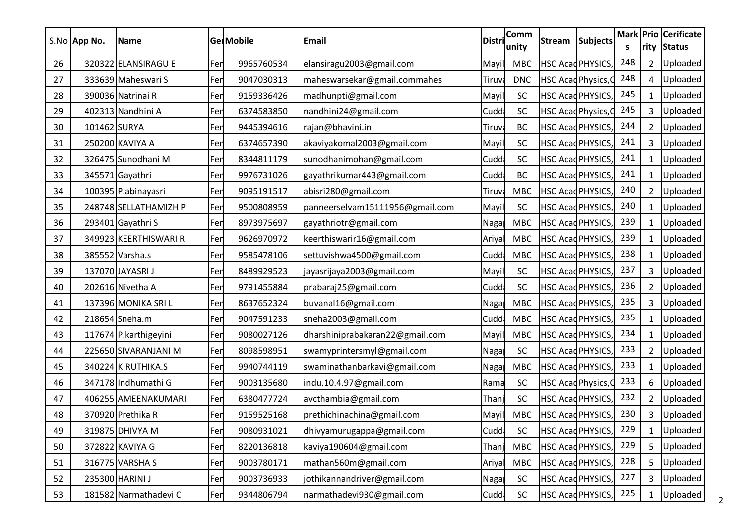| S.No | App No. | Name | Ge | Mobile | Email | Distri | Comm unity | Stream | Subjects | Marks | Prio rity | Cerificate Status |
|---|---|---|---|---|---|---|---|---|---|---|---|---|
| 26 | 320322 | ELANSIRAGU E | Fer | 9965760534 | elansiragu2003@gmail.com | Mayil | MBC | HSC Acad | PHYSICS, | 248 | 2 | Uploaded |
| 27 | 333639 | Maheswari S | Fer | 9047030313 | maheswarsekar@gmail.commahes | Tiruv | DNC | HSC Acad | Physics,C | 248 | 4 | Uploaded |
| 28 | 390036 | Natrinai R | Fer | 9159336426 | madhunpti@gmail.com | Mayil | SC | HSC Acad | PHYSICS, | 245 | 1 | Uploaded |
| 29 | 402313 | Nandhini A | Fer | 6374583850 | nandhini24@gmail.com | Cudd | SC | HSC Acad | Physics,C | 245 | 3 | Uploaded |
| 30 | 101462 | SURYA | Fer | 9445394616 | rajan@bhavini.in | Tiruv | BC | HSC Acad | PHYSICS, | 244 | 2 | Uploaded |
| 31 | 250200 | KAVIYA A | Fer | 6374657390 | akaviyakomal2003@gmail.com | Mayil | SC | HSC Acad | PHYSICS, | 241 | 3 | Uploaded |
| 32 | 326475 | Sunodhani M | Fer | 8344811179 | sunodhanimohan@gmail.com | Cudd | SC | HSC Acad | PHYSICS, | 241 | 1 | Uploaded |
| 33 | 345571 | Gayathri | Fer | 9976731026 | gayathrikumar443@gmail.com | Cudd | BC | HSC Acad | PHYSICS, | 241 | 1 | Uploaded |
| 34 | 100395 | P.abinayasri | Fer | 9095191517 | abisri280@gmail.com | Tiruv | MBC | HSC Acad | PHYSICS, | 240 | 2 | Uploaded |
| 35 | 248748 | SELLATHAMIZH P | Fer | 9500808959 | panneerselvam15111956@gmail.com | Mayil | SC | HSC Acad | PHYSICS, | 240 | 1 | Uploaded |
| 36 | 293401 | Gayathri S | Fer | 8973975697 | gayathriotr@gmail.com | Naga | MBC | HSC Acad | PHYSICS, | 239 | 1 | Uploaded |
| 37 | 349923 | KEERTHISWARI R | Fer | 9626970972 | keerthiswarir16@gmail.com | Ariya | MBC | HSC Acad | PHYSICS, | 239 | 1 | Uploaded |
| 38 | 385552 | Varsha.s | Fer | 9585478106 | settuvishwa4500@gmail.com | Cudd | MBC | HSC Acad | PHYSICS, | 238 | 1 | Uploaded |
| 39 | 137070 | JAYASRI J | Fer | 8489929523 | jayasrijaya2003@gmail.com | Mayil | SC | HSC Acad | PHYSICS, | 237 | 3 | Uploaded |
| 40 | 202616 | Nivetha A | Fer | 9791455884 | prabaraj25@gmail.com | Cudd | SC | HSC Acad | PHYSICS, | 236 | 2 | Uploaded |
| 41 | 137396 | MONIKA SRI L | Fer | 8637652324 | buvanal16@gmail.com | Naga | MBC | HSC Acad | PHYSICS, | 235 | 3 | Uploaded |
| 42 | 218654 | Sneha.m | Fer | 9047591233 | sneha2003@gmail.com | Cudd | MBC | HSC Acad | PHYSICS, | 235 | 1 | Uploaded |
| 43 | 117674 | P.karthigeyini | Fer | 9080027126 | dharshiniprabakaran22@gmail.com | Mayil | MBC | HSC Acad | PHYSICS, | 234 | 1 | Uploaded |
| 44 | 225650 | SIVARANJANI M | Fer | 8098598951 | swamyprintersmyl@gmail.com | Naga | SC | HSC Acad | PHYSICS, | 233 | 2 | Uploaded |
| 45 | 340224 | KIRUTHIKA.S | Fer | 9940744119 | swaminathanbarkavi@gmail.com | Naga | MBC | HSC Acad | PHYSICS, | 233 | 1 | Uploaded |
| 46 | 347178 | Indhumathi G | Fer | 9003135680 | indu.10.4.97@gmail.com | Rama | SC | HSC Acad | Physics,C | 233 | 6 | Uploaded |
| 47 | 406255 | AMEENAKUMARI | Fer | 6380477724 | avcthambia@gmail.com | Thanj | SC | HSC Acad | PHYSICS, | 232 | 2 | Uploaded |
| 48 | 370920 | Prethika R | Fer | 9159525168 | prethichinachina@gmail.com | Mayil | MBC | HSC Acad | PHYSICS, | 230 | 3 | Uploaded |
| 49 | 319875 | DHIVYA M | Fer | 9080931021 | dhivyamurugappa@gmail.com | Cudd | SC | HSC Acad | PHYSICS, | 229 | 1 | Uploaded |
| 50 | 372822 | KAVIYA G | Fer | 8220136818 | kaviya190604@gmail.com | Thanj | MBC | HSC Acad | PHYSICS, | 229 | 5 | Uploaded |
| 51 | 316775 | VARSHA S | Fer | 9003780171 | mathan560m@gmail.com | Ariya | MBC | HSC Acad | PHYSICS, | 228 | 5 | Uploaded |
| 52 | 235300 | HARINI J | Fer | 9003736933 | jothikannandriver@gmail.com | Naga | SC | HSC Acad | PHYSICS, | 227 | 3 | Uploaded |
| 53 | 181582 | Narmathadevi C | Fer | 9344806794 | narmathadevi930@gmail.com | Cudd | SC | HSC Acad | PHYSICS, | 225 | 1 | Uploaded |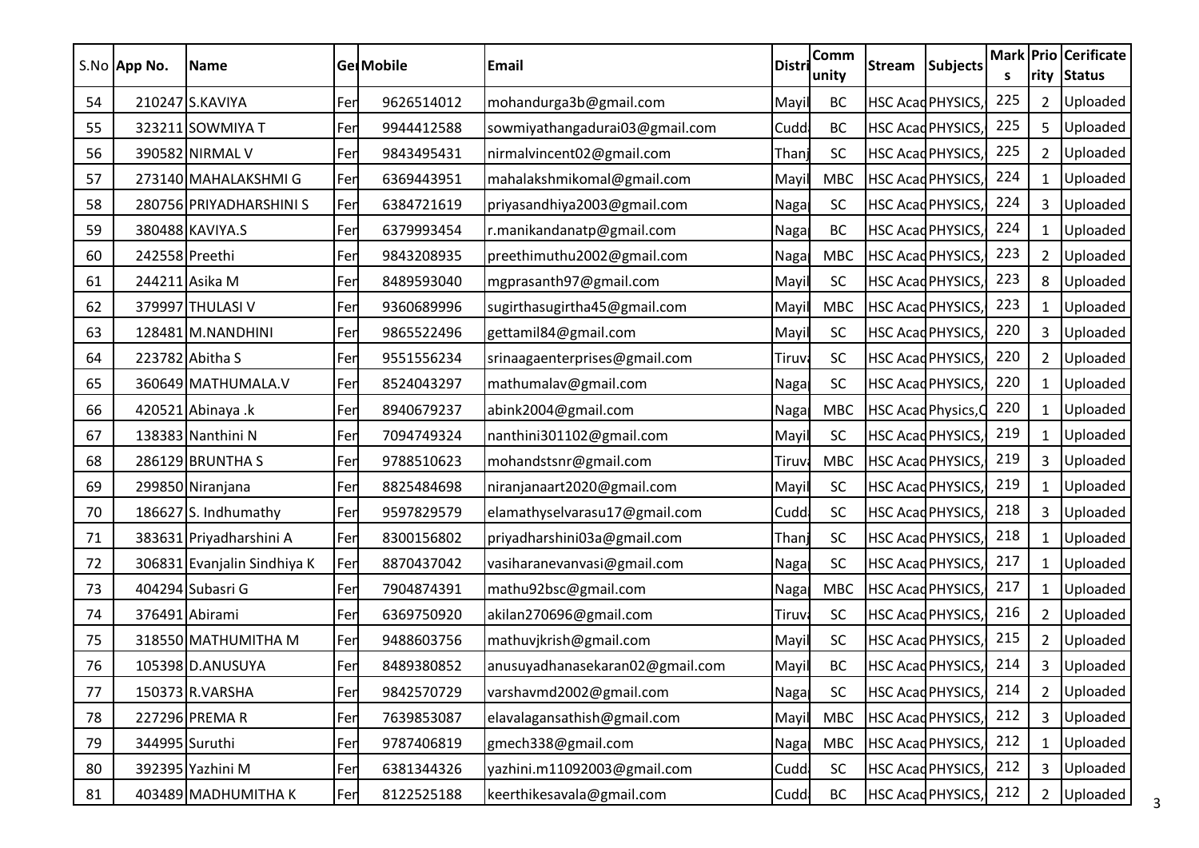| S.No | App No. | Name | Ge | Mobile | Email | Distri | Community | Stream | Subjects | Marks | Priority | Cerificate Status |
|---|---|---|---|---|---|---|---|---|---|---|---|---|
| 54 | 210247 | S.KAVIYA | Fer | 9626514012 | mohandurga3b@gmail.com | Mayil | BC | HSC Acad | PHYSICS, | 225 | 2 | Uploaded |
| 55 | 323211 | SOWMIYA T | Fer | 9944412588 | sowmiyathangadurai03@gmail.com | Cudd | BC | HSC Acad | PHYSICS, | 225 | 5 | Uploaded |
| 56 | 390582 | NIRMAL V | Fer | 9843495431 | nirmalvincent02@gmail.com | Thanj | SC | HSC Acad | PHYSICS, | 225 | 2 | Uploaded |
| 57 | 273140 | MAHALAKSHMI G | Fer | 6369443951 | mahalakshmikomal@gmail.com | Mayil | MBC | HSC Acad | PHYSICS, | 224 | 1 | Uploaded |
| 58 | 280756 | PRIYADHARSHINI S | Fer | 6384721619 | priyasandhiya2003@gmail.com | Naga | SC | HSC Acad | PHYSICS, | 224 | 3 | Uploaded |
| 59 | 380488 | KAVIYA.S | Fer | 6379993454 | r.manikandanatp@gmail.com | Naga | BC | HSC Acad | PHYSICS, | 224 | 1 | Uploaded |
| 60 | 242558 | Preethi | Fer | 9843208935 | preethimuthu2002@gmail.com | Naga | MBC | HSC Acad | PHYSICS, | 223 | 2 | Uploaded |
| 61 | 244211 | Asika M | Fer | 8489593040 | mgprasanth97@gmail.com | Mayil | SC | HSC Acad | PHYSICS, | 223 | 8 | Uploaded |
| 62 | 379997 | THULASI V | Fer | 9360689996 | sugirthasugirtha45@gmail.com | Mayil | MBC | HSC Acad | PHYSICS, | 223 | 1 | Uploaded |
| 63 | 128481 | M.NANDHINI | Fer | 9865522496 | gettamil84@gmail.com | Mayil | SC | HSC Acad | PHYSICS, | 220 | 3 | Uploaded |
| 64 | 223782 | Abitha S | Fer | 9551556234 | srinaagaenterprises@gmail.com | Tiruv | SC | HSC Acad | PHYSICS, | 220 | 2 | Uploaded |
| 65 | 360649 | MATHUMALA.V | Fer | 8524043297 | mathumalav@gmail.com | Naga | SC | HSC Acad | PHYSICS, | 220 | 1 | Uploaded |
| 66 | 420521 | Abinaya .k | Fer | 8940679237 | abink2004@gmail.com | Naga | MBC | HSC Acad | Physics,C | 220 | 1 | Uploaded |
| 67 | 138383 | Nanthini N | Fer | 7094749324 | nanthini301102@gmail.com | Mayil | SC | HSC Acad | PHYSICS, | 219 | 1 | Uploaded |
| 68 | 286129 | BRUNTHA S | Fer | 9788510623 | mohandstsnr@gmail.com | Tiruv | MBC | HSC Acad | PHYSICS, | 219 | 3 | Uploaded |
| 69 | 299850 | Niranjana | Fer | 8825484698 | niranjanaart2020@gmail.com | Mayil | SC | HSC Acad | PHYSICS, | 219 | 1 | Uploaded |
| 70 | 186627 | S. Indhumathy | Fer | 9597829579 | elamathyselvarasu17@gmail.com | Cudd | SC | HSC Acad | PHYSICS, | 218 | 3 | Uploaded |
| 71 | 383631 | Priyadharshini A | Fer | 8300156802 | priyadharshini03a@gmail.com | Thanj | SC | HSC Acad | PHYSICS, | 218 | 1 | Uploaded |
| 72 | 306831 | Evanjalin Sindhiya K | Fer | 8870437042 | vasiharanevanvasi@gmail.com | Naga | SC | HSC Acad | PHYSICS, | 217 | 1 | Uploaded |
| 73 | 404294 | Subasri G | Fer | 7904874391 | mathu92bsc@gmail.com | Naga | MBC | HSC Acad | PHYSICS, | 217 | 1 | Uploaded |
| 74 | 376491 | Abirami | Fer | 6369750920 | akilan270696@gmail.com | Tiruv | SC | HSC Acad | PHYSICS, | 216 | 2 | Uploaded |
| 75 | 318550 | MATHUMITHA M | Fer | 9488603756 | mathuvjkrish@gmail.com | Mayil | SC | HSC Acad | PHYSICS, | 215 | 2 | Uploaded |
| 76 | 105398 | D.ANUSUYA | Fer | 8489380852 | anusuyadhanasekaran02@gmail.com | Mayil | BC | HSC Acad | PHYSICS, | 214 | 3 | Uploaded |
| 77 | 150373 | R.VARSHA | Fer | 9842570729 | varshavmd2002@gmail.com | Naga | SC | HSC Acad | PHYSICS, | 214 | 2 | Uploaded |
| 78 | 227296 | PREMA R | Fer | 7639853087 | elavalagansathish@gmail.com | Mayil | MBC | HSC Acad | PHYSICS, | 212 | 3 | Uploaded |
| 79 | 344995 | Suruthi | Fer | 9787406819 | gmech338@gmail.com | Naga | MBC | HSC Acad | PHYSICS, | 212 | 1 | Uploaded |
| 80 | 392395 | Yazhini M | Fer | 6381344326 | yazhini.m11092003@gmail.com | Cudd | SC | HSC Acad | PHYSICS, | 212 | 3 | Uploaded |
| 81 | 403489 | MADHUMITHA K | Fer | 8122525188 | keerthikesavala@gmail.com | Cudd | BC | HSC Acad | PHYSICS, | 212 | 2 | Uploaded |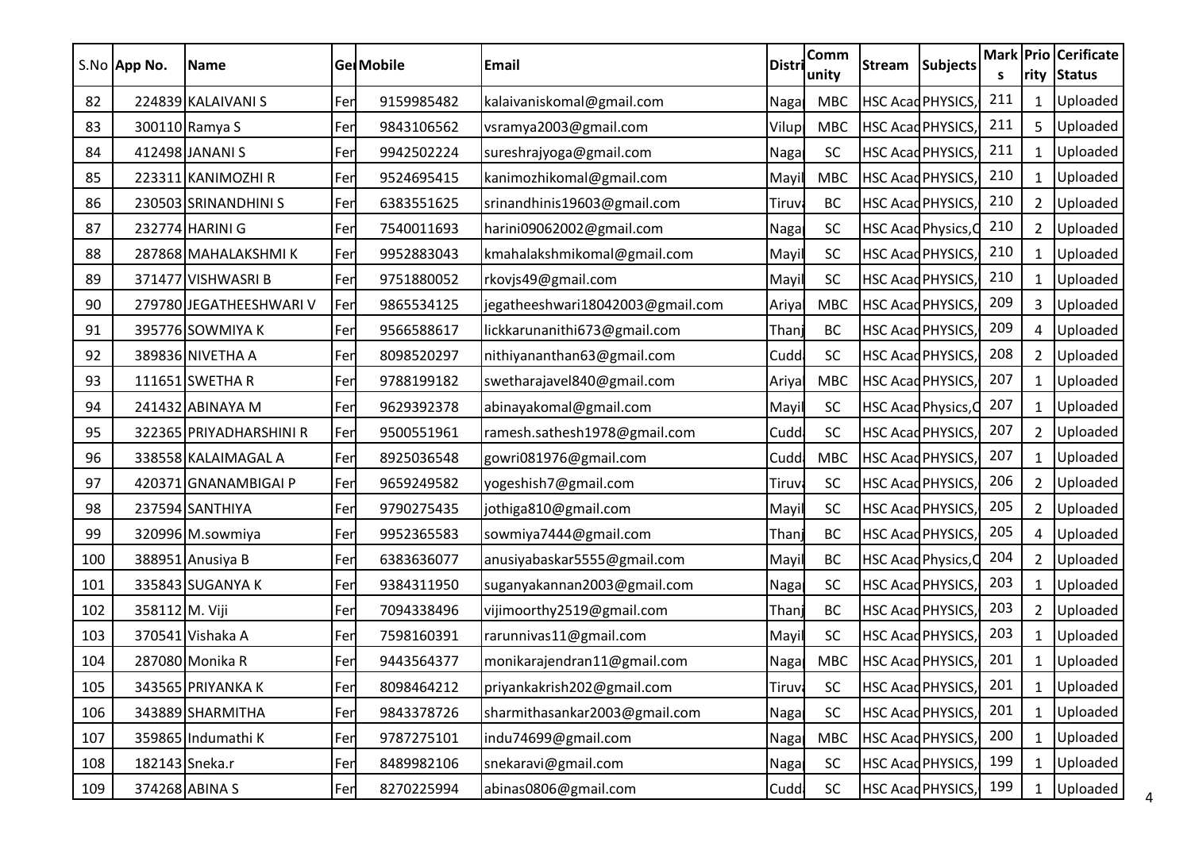| S.No | App No. | Name | Gei | Mobile | Email | Distri | Community | Stream | Subjects | Marks | Priority | Cerificate Status |
|---|---|---|---|---|---|---|---|---|---|---|---|---|
| 82 | 224839 | KALAIVANI S | Fer | 9159985482 | kalaivaniskomal@gmail.com | Naga | MBC | HSC Acad | PHYSICS, | 211 | 1 | Uploaded |
| 83 | 300110 | Ramya S | Fer | 9843106562 | vsramya2003@gmail.com | Vilup | MBC | HSC Acad | PHYSICS, | 211 | 5 | Uploaded |
| 84 | 412498 | JANANI S | Fer | 9942502224 | sureshrajyoga@gmail.com | Naga | SC | HSC Acad | PHYSICS, | 211 | 1 | Uploaded |
| 85 | 223311 | KANIMOZHI R | Fer | 9524695415 | kanimozhikomal@gmail.com | Mayil | MBC | HSC Acad | PHYSICS, | 210 | 1 | Uploaded |
| 86 | 230503 | SRINANDHINI S | Fer | 6383551625 | srinandhinis19603@gmail.com | Tiruva | BC | HSC Acad | PHYSICS, | 210 | 2 | Uploaded |
| 87 | 232774 | HARINI G | Fer | 7540011693 | harini09062002@gmail.com | Naga | SC | HSC Acad | Physics,C | 210 | 2 | Uploaded |
| 88 | 287868 | MAHALAKSHMI K | Fer | 9952883043 | kmahalakshmikomal@gmail.com | Mayil | SC | HSC Acad | PHYSICS, | 210 | 1 | Uploaded |
| 89 | 371477 | VISHWASRI B | Fer | 9751880052 | rkovjs49@gmail.com | Mayil | SC | HSC Acad | PHYSICS, | 210 | 1 | Uploaded |
| 90 | 279780 | JEGATHEESHWARI V | Fer | 9865534125 | jegatheeshwari18042003@gmail.com | Ariya | MBC | HSC Acad | PHYSICS, | 209 | 3 | Uploaded |
| 91 | 395776 | SOWMIYA K | Fer | 9566588617 | lickkarunanithi673@gmail.com | Thanj | BC | HSC Acad | PHYSICS, | 209 | 4 | Uploaded |
| 92 | 389836 | NIVETHA A | Fer | 8098520297 | nithiyananthan63@gmail.com | Cudd | SC | HSC Acad | PHYSICS, | 208 | 2 | Uploaded |
| 93 | 111651 | SWETHA R | Fer | 9788199182 | swetharajavel840@gmail.com | Ariya | MBC | HSC Acad | PHYSICS, | 207 | 1 | Uploaded |
| 94 | 241432 | ABINAYA M | Fer | 9629392378 | abinayakomal@gmail.com | Mayil | SC | HSC Acad | Physics,C | 207 | 1 | Uploaded |
| 95 | 322365 | PRIYADHARSHINI R | Fer | 9500551961 | ramesh.sathesh1978@gmail.com | Cudd | SC | HSC Acad | PHYSICS, | 207 | 2 | Uploaded |
| 96 | 338558 | KALAIMAGAL A | Fer | 8925036548 | gowri081976@gmail.com | Cudd | MBC | HSC Acad | PHYSICS, | 207 | 1 | Uploaded |
| 97 | 420371 | GNANAMBIGAI P | Fer | 9659249582 | yogeshish7@gmail.com | Tiruva | SC | HSC Acad | PHYSICS, | 206 | 2 | Uploaded |
| 98 | 237594 | SANTHIYA | Fer | 9790275435 | jothiga810@gmail.com | Mayil | SC | HSC Acad | PHYSICS, | 205 | 2 | Uploaded |
| 99 | 320996 | M.sowmiya | Fer | 9952365583 | sowmiya7444@gmail.com | Thanj | BC | HSC Acad | PHYSICS, | 205 | 4 | Uploaded |
| 100 | 388951 | Anusiya B | Fer | 6383636077 | anusiyabaskar5555@gmail.com | Mayil | BC | HSC Acad | Physics,C | 204 | 2 | Uploaded |
| 101 | 335843 | SUGANYA K | Fer | 9384311950 | suganyakannan2003@gmail.com | Naga | SC | HSC Acad | PHYSICS, | 203 | 1 | Uploaded |
| 102 | 358112 | M. Viji | Fer | 7094338496 | vijimoorthy2519@gmail.com | Thanj | BC | HSC Acad | PHYSICS, | 203 | 2 | Uploaded |
| 103 | 370541 | Vishaka A | Fer | 7598160391 | rarunnivas11@gmail.com | Mayil | SC | HSC Acad | PHYSICS, | 203 | 1 | Uploaded |
| 104 | 287080 | Monika R | Fer | 9443564377 | monikarajendran11@gmail.com | Naga | MBC | HSC Acad | PHYSICS, | 201 | 1 | Uploaded |
| 105 | 343565 | PRIYANKA K | Fer | 8098464212 | priyankakrish202@gmail.com | Tiruva | SC | HSC Acad | PHYSICS, | 201 | 1 | Uploaded |
| 106 | 343889 | SHARMITHA | Fer | 9843378726 | sharmithasankar2003@gmail.com | Naga | SC | HSC Acad | PHYSICS, | 201 | 1 | Uploaded |
| 107 | 359865 | Indumathi K | Fer | 9787275101 | indu74699@gmail.com | Naga | MBC | HSC Acad | PHYSICS, | 200 | 1 | Uploaded |
| 108 | 182143 | Sneka.r | Fer | 8489982106 | snekaravi@gmail.com | Naga | SC | HSC Acad | PHYSICS, | 199 | 1 | Uploaded |
| 109 | 374268 | ABINA S | Fer | 8270225994 | abinas0806@gmail.com | Cudd | SC | HSC Acad | PHYSICS, | 199 | 1 | Uploaded |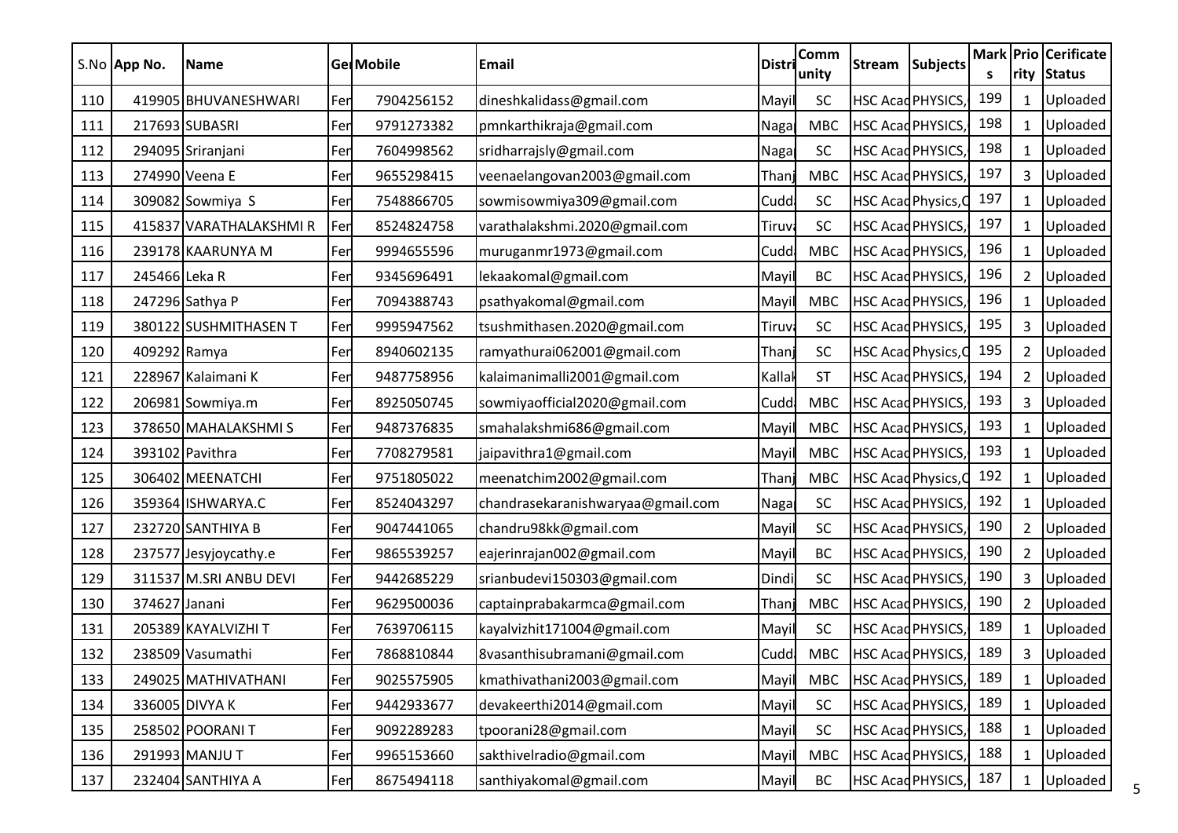| S.No | App No. | Name | Gen | Mobile | Email | Distri | Community | Stream | Subjects | Marks | Priority | Cerificate Status |
|---|---|---|---|---|---|---|---|---|---|---|---|---|
| 110 | 419905 | BHUVANESHWARI | Fer | 7904256152 | dineshkalidass@gmail.com | Mayil | SC | HSC Acad | PHYSICS, | 199 | 1 | Uploaded |
| 111 | 217693 | SUBASRI | Fer | 9791273382 | pmnkarthikraja@gmail.com | Naga | MBC | HSC Acad | PHYSICS, | 198 | 1 | Uploaded |
| 112 | 294095 | Sriranjani | Fer | 7604998562 | sridharrajsly@gmail.com | Naga | SC | HSC Acad | PHYSICS, | 198 | 1 | Uploaded |
| 113 | 274990 | Veena E | Fer | 9655298415 | veenaelangovan2003@gmail.com | Thanj | MBC | HSC Acad | PHYSICS, | 197 | 3 | Uploaded |
| 114 | 309082 | Sowmiya S | Fer | 7548866705 | sowmisowmiya309@gmail.com | Cudd | SC | HSC Acad | Physics,C | 197 | 1 | Uploaded |
| 115 | 415837 | VARATHALAKSHMI R | Fer | 8524824758 | varathalakshmi.2020@gmail.com | Tiruv | SC | HSC Acad | PHYSICS, | 197 | 1 | Uploaded |
| 116 | 239178 | KAARUNYA M | Fer | 9994655596 | muruganmr1973@gmail.com | Cudd | MBC | HSC Acad | PHYSICS, | 196 | 1 | Uploaded |
| 117 | 245466 | Leka R | Fer | 9345696491 | lekaakomal@gmail.com | Mayil | BC | HSC Acad | PHYSICS, | 196 | 2 | Uploaded |
| 118 | 247296 | Sathya P | Fer | 7094388743 | psathyakomal@gmail.com | Mayil | MBC | HSC Acad | PHYSICS, | 196 | 1 | Uploaded |
| 119 | 380122 | SUSHMITHASEN T | Fer | 9995947562 | tsushmithasen.2020@gmail.com | Tiruv | SC | HSC Acad | PHYSICS, | 195 | 3 | Uploaded |
| 120 | 409292 | Ramya | Fer | 8940602135 | ramyathurai062001@gmail.com | Thanj | SC | HSC Acad | Physics,C | 195 | 2 | Uploaded |
| 121 | 228967 | Kalaimani K | Fer | 9487758956 | kalaimanimalli2001@gmail.com | Kallak | ST | HSC Acad | PHYSICS, | 194 | 2 | Uploaded |
| 122 | 206981 | Sowmiya.m | Fer | 8925050745 | sowmiyaofficial2020@gmail.com | Cudd | MBC | HSC Acad | PHYSICS, | 193 | 3 | Uploaded |
| 123 | 378650 | MAHALAKSHMI S | Fer | 9487376835 | smahalakshmi686@gmail.com | Mayil | MBC | HSC Acad | PHYSICS, | 193 | 1 | Uploaded |
| 124 | 393102 | Pavithra | Fer | 7708279581 | jaipavithra1@gmail.com | Mayil | MBC | HSC Acad | PHYSICS, | 193 | 1 | Uploaded |
| 125 | 306402 | MEENATCHI | Fer | 9751805022 | meenatchim2002@gmail.com | Thanj | MBC | HSC Acad | Physics,C | 192 | 1 | Uploaded |
| 126 | 359364 | ISHWARYA.C | Fer | 8524043297 | chandrasekaranishwarya@gmail.com | Naga | SC | HSC Acad | PHYSICS, | 192 | 1 | Uploaded |
| 127 | 232720 | SANTHIYA B | Fer | 9047441065 | chandru98kk@gmail.com | Mayil | SC | HSC Acad | PHYSICS, | 190 | 2 | Uploaded |
| 128 | 237577 | Jesyjoycathy.e | Fer | 9865539257 | eajerinrajan002@gmail.com | Mayil | BC | HSC Acad | PHYSICS, | 190 | 2 | Uploaded |
| 129 | 311537 | M.SRI ANBU DEVI | Fer | 9442685229 | srianbudevi150303@gmail.com | Dindi | SC | HSC Acad | PHYSICS, | 190 | 3 | Uploaded |
| 130 | 374627 | Janani | Fer | 9629500036 | captainprabakarmca@gmail.com | Thanj | MBC | HSC Acad | PHYSICS, | 190 | 2 | Uploaded |
| 131 | 205389 | KAYALVIZHI T | Fer | 7639706115 | kayalvizhit171004@gmail.com | Mayil | SC | HSC Acad | PHYSICS, | 189 | 1 | Uploaded |
| 132 | 238509 | Vasumathi | Fer | 7868810844 | 8vasanthisubramani@gmail.com | Cudd | MBC | HSC Acad | PHYSICS, | 189 | 3 | Uploaded |
| 133 | 249025 | MATHIVATHANI | Fer | 9025575905 | kmathivathani2003@gmail.com | Mayil | MBC | HSC Acad | PHYSICS, | 189 | 1 | Uploaded |
| 134 | 336005 | DIVYA K | Fer | 9442933677 | devakeerthi2014@gmail.com | Mayil | SC | HSC Acad | PHYSICS, | 189 | 1 | Uploaded |
| 135 | 258502 | POORANI T | Fer | 9092289283 | tpoorani28@gmail.com | Mayil | SC | HSC Acad | PHYSICS, | 188 | 1 | Uploaded |
| 136 | 291993 | MANJU T | Fer | 9965153660 | sakthivelradio@gmail.com | Mayil | MBC | HSC Acad | PHYSICS, | 188 | 1 | Uploaded |
| 137 | 232404 | SANTHIYA A | Fer | 8675494118 | santhiyakomal@gmail.com | Mayil | BC | HSC Acad | PHYSICS, | 187 | 1 | Uploaded |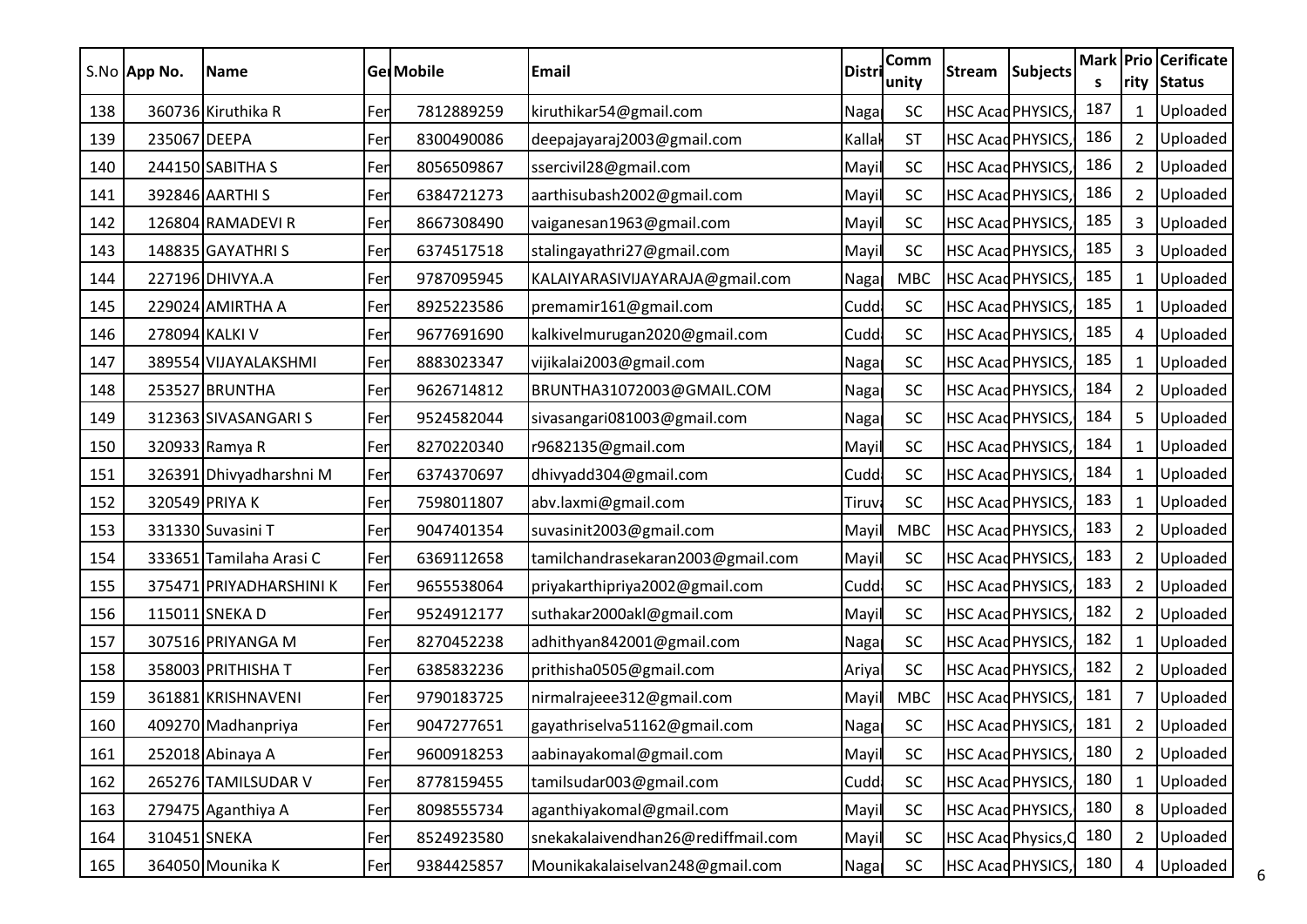| S.No | App No. | Name | Gen | Mobile | Email | Distri | Community | Stream | Subjects | Marks | Priority | Cerificate Status |
|---|---|---|---|---|---|---|---|---|---|---|---|---|
| 138 | 360736 | Kiruthika R | Fer | 7812889259 | kiruthikar54@gmail.com | Naga | SC | HSC Acad | PHYSICS, | 187 | 1 | Uploaded |
| 139 | 235067 | DEEPA | Fer | 8300490086 | deepajayaraj2003@gmail.com | Kallak | ST | HSC Acad | PHYSICS, | 186 | 2 | Uploaded |
| 140 | 244150 | SABITHA S | Fer | 8056509867 | ssercivil28@gmail.com | Mayil | SC | HSC Acad | PHYSICS, | 186 | 2 | Uploaded |
| 141 | 392846 | AARTHI S | Fer | 6384721273 | aarthisubash2002@gmail.com | Mayil | SC | HSC Acad | PHYSICS, | 186 | 2 | Uploaded |
| 142 | 126804 | RAMADEVI R | Fer | 8667308490 | vaiganesan1963@gmail.com | Mayil | SC | HSC Acad | PHYSICS, | 185 | 3 | Uploaded |
| 143 | 148835 | GAYATHRI S | Fer | 6374517518 | stalingayathri27@gmail.com | Mayil | SC | HSC Acad | PHYSICS, | 185 | 3 | Uploaded |
| 144 | 227196 | DHIVYA.A | Fer | 9787095945 | KALAIYARASIVIJAYARAJA@gmail.com | Naga | MBC | HSC Acad | PHYSICS, | 185 | 1 | Uploaded |
| 145 | 229024 | AMIRTHA A | Fer | 8925223586 | premamir161@gmail.com | Cudd | SC | HSC Acad | PHYSICS, | 185 | 1 | Uploaded |
| 146 | 278094 | KALKI V | Fer | 9677691690 | kalkivelmurugan2020@gmail.com | Cudd | SC | HSC Acad | PHYSICS, | 185 | 4 | Uploaded |
| 147 | 389554 | VIJAYALAKSHMI | Fer | 8883023347 | vijikalai2003@gmail.com | Naga | SC | HSC Acad | PHYSICS, | 185 | 1 | Uploaded |
| 148 | 253527 | BRUNTHA | Fer | 9626714812 | BRUNTHA31072003@GMAIL.COM | Naga | SC | HSC Acad | PHYSICS, | 184 | 2 | Uploaded |
| 149 | 312363 | SIVASANGARI S | Fer | 9524582044 | sivasangari081003@gmail.com | Naga | SC | HSC Acad | PHYSICS, | 184 | 5 | Uploaded |
| 150 | 320933 | Ramya R | Fer | 8270220340 | r9682135@gmail.com | Mayil | SC | HSC Acad | PHYSICS, | 184 | 1 | Uploaded |
| 151 | 326391 | Dhivyadharshni M | Fer | 6374370697 | dhivyadd304@gmail.com | Cudd | SC | HSC Acad | PHYSICS, | 184 | 1 | Uploaded |
| 152 | 320549 | PRIYA K | Fer | 7598011807 | abv.laxmi@gmail.com | Tiruv | SC | HSC Acad | PHYSICS, | 183 | 1 | Uploaded |
| 153 | 331330 | Suvasini T | Fer | 9047401354 | suvasinit2003@gmail.com | Mayil | MBC | HSC Acad | PHYSICS, | 183 | 2 | Uploaded |
| 154 | 333651 | Tamilaha Arasi C | Fer | 6369112658 | tamilchandrasekaran2003@gmail.com | Mayil | SC | HSC Acad | PHYSICS, | 183 | 2 | Uploaded |
| 155 | 375471 | PRIYADHARSHINI K | Fer | 9655538064 | priyakarthipriya2002@gmail.com | Cudd | SC | HSC Acad | PHYSICS, | 183 | 2 | Uploaded |
| 156 | 115011 | SNEKA D | Fer | 9524912177 | suthakar2000akl@gmail.com | Mayil | SC | HSC Acad | PHYSICS, | 182 | 2 | Uploaded |
| 157 | 307516 | PRIYANGA M | Fer | 8270452238 | adhithyan842001@gmail.com | Naga | SC | HSC Acad | PHYSICS, | 182 | 1 | Uploaded |
| 158 | 358003 | PRITHISHA T | Fer | 6385832236 | prithisha0505@gmail.com | Ariya | SC | HSC Acad | PHYSICS, | 182 | 2 | Uploaded |
| 159 | 361881 | KRISHNAVENI | Fer | 9790183725 | nirmalrajeee312@gmail.com | Mayil | MBC | HSC Acad | PHYSICS, | 181 | 7 | Uploaded |
| 160 | 409270 | Madhanpriya | Fer | 9047277651 | gayathriselva51162@gmail.com | Naga | SC | HSC Acad | PHYSICS, | 181 | 2 | Uploaded |
| 161 | 252018 | Abinaya A | Fer | 9600918253 | aabinayakomal@gmail.com | Mayil | SC | HSC Acad | PHYSICS, | 180 | 2 | Uploaded |
| 162 | 265276 | TAMILSUDAR V | Fer | 8778159455 | tamilsudar003@gmail.com | Cudd | SC | HSC Acad | PHYSICS, | 180 | 1 | Uploaded |
| 163 | 279475 | Aganthiya A | Fer | 8098555734 | aganthiyakomal@gmail.com | Mayil | SC | HSC Acad | PHYSICS, | 180 | 8 | Uploaded |
| 164 | 310451 | SNEKA | Fer | 8524923580 | snekakalaivendhan26@rediffmail.com | Mayil | SC | HSC Acad | Physics,C | 180 | 2 | Uploaded |
| 165 | 364050 | Mounika K | Fer | 9384425857 | Mounikakalaiselvan248@gmail.com | Naga | SC | HSC Acad | PHYSICS, | 180 | 4 | Uploaded |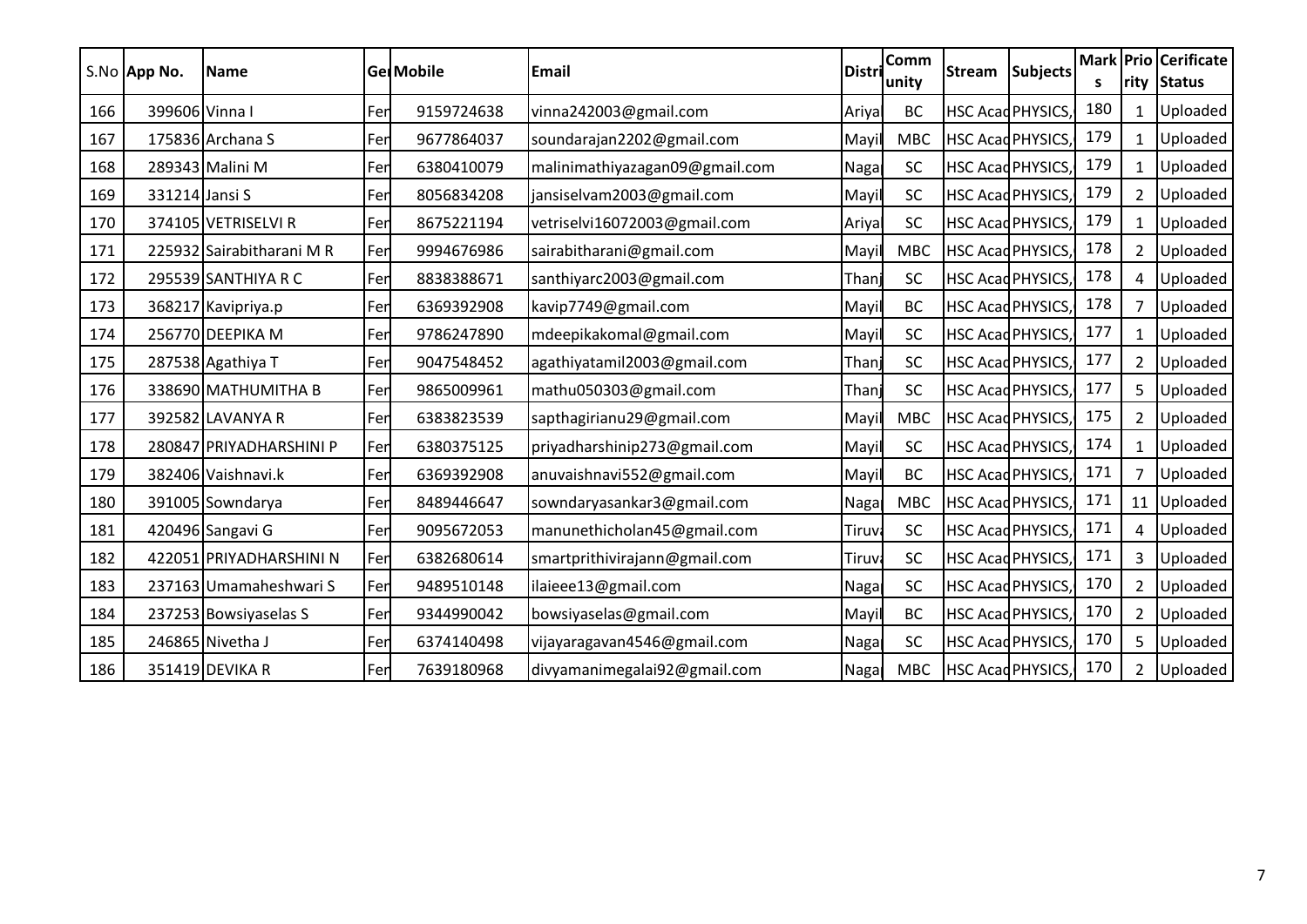| S.No | App No. | Name | Ge Mobile | | Email | Distri | Comm unity | Stream | Subjects | Marks | Prio rity | Cerificate Status |
|---|---|---|---|---|---|---|---|---|---|---|---|---|
| 166 | 399606 | Vinna I | Fer | 9159724638 | vinna242003@gmail.com | Ariyal | BC | HSC Acad | PHYSICS, | 180 | 1 | Uploaded |
| 167 | 175836 | Archana S | Fer | 9677864037 | soundarajan2202@gmail.com | Mayil | MBC | HSC Acad | PHYSICS, | 179 | 1 | Uploaded |
| 168 | 289343 | Malini M | Fer | 6380410079 | malinimathiyazagan09@gmail.com | Naga | SC | HSC Acad | PHYSICS, | 179 | 1 | Uploaded |
| 169 | 331214 | Jansi S | Fer | 8056834208 | jansiselvam2003@gmail.com | Mayil | SC | HSC Acad | PHYSICS, | 179 | 2 | Uploaded |
| 170 | 374105 | VETRISELVI R | Fer | 8675221194 | vetriselvi16072003@gmail.com | Ariyal | SC | HSC Acad | PHYSICS, | 179 | 1 | Uploaded |
| 171 | 225932 | Sairabitharani M R | Fer | 9994676986 | sairabitharani@gmail.com | Mayil | MBC | HSC Acad | PHYSICS, | 178 | 2 | Uploaded |
| 172 | 295539 | SANTHIYA R C | Fer | 8838388671 | santhiyarc2003@gmail.com | Thanj | SC | HSC Acad | PHYSICS, | 178 | 4 | Uploaded |
| 173 | 368217 | Kavipriya.p | Fer | 6369392908 | kavip7749@gmail.com | Mayil | BC | HSC Acad | PHYSICS, | 178 | 7 | Uploaded |
| 174 | 256770 | DEEPIKA M | Fer | 9786247890 | mdeepikakomal@gmail.com | Mayil | SC | HSC Acad | PHYSICS, | 177 | 1 | Uploaded |
| 175 | 287538 | Agathiya T | Fer | 9047548452 | agathiyatamil2003@gmail.com | Thanj | SC | HSC Acad | PHYSICS, | 177 | 2 | Uploaded |
| 176 | 338690 | MATHUMITHA B | Fer | 9865009961 | mathu050303@gmail.com | Thanj | SC | HSC Acad | PHYSICS, | 177 | 5 | Uploaded |
| 177 | 392582 | LAVANYA R | Fer | 6383823539 | sapthagirianu29@gmail.com | Mayil | MBC | HSC Acad | PHYSICS, | 175 | 2 | Uploaded |
| 178 | 280847 | PRIYADHARSHINI P | Fer | 6380375125 | priyadharshinip273@gmail.com | Mayil | SC | HSC Acad | PHYSICS, | 174 | 1 | Uploaded |
| 179 | 382406 | Vaishnavi.k | Fer | 6369392908 | anuvaishnavi552@gmail.com | Mayil | BC | HSC Acad | PHYSICS, | 171 | 7 | Uploaded |
| 180 | 391005 | Sowndarya | Fer | 8489446647 | sowndaryasankar3@gmail.com | Naga | MBC | HSC Acad | PHYSICS, | 171 | 11 | Uploaded |
| 181 | 420496 | Sangavi G | Fer | 9095672053 | manunethicholan45@gmail.com | Tiruv | SC | HSC Acad | PHYSICS, | 171 | 4 | Uploaded |
| 182 | 422051 | PRIYADHARSHINI N | Fer | 6382680614 | smartprithivirajann@gmail.com | Tiruv | SC | HSC Acad | PHYSICS, | 171 | 3 | Uploaded |
| 183 | 237163 | Umamaheshwari S | Fer | 9489510148 | ilaieee13@gmail.com | Naga | SC | HSC Acad | PHYSICS, | 170 | 2 | Uploaded |
| 184 | 237253 | Bowsiyaselas S | Fer | 9344990042 | bowsiyaselas@gmail.com | Mayil | BC | HSC Acad | PHYSICS, | 170 | 2 | Uploaded |
| 185 | 246865 | Nivetha J | Fer | 6374140498 | vijayaragavan4546@gmail.com | Naga | SC | HSC Acad | PHYSICS, | 170 | 5 | Uploaded |
| 186 | 351419 | DEVIKA R | Fer | 7639180968 | divyamanimegalai92@gmail.com | Naga | MBC | HSC Acad | PHYSICS, | 170 | 2 | Uploaded |